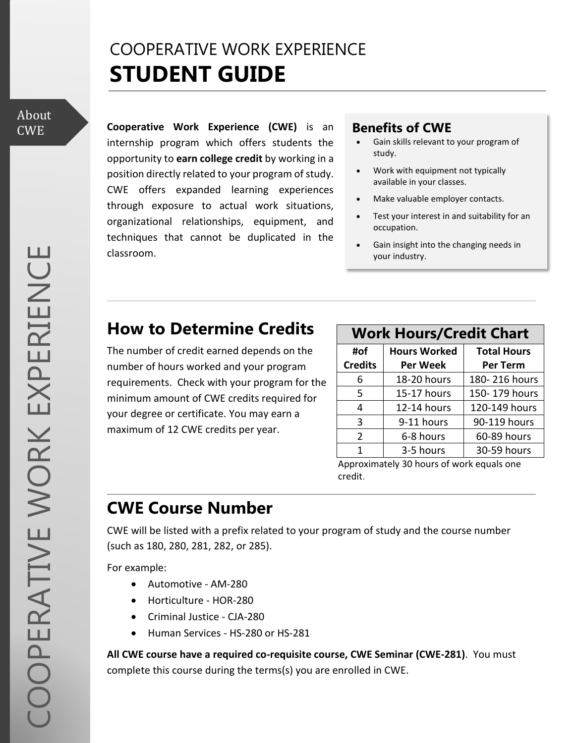# COOPERATIVE WORK EXPERIENCE
# STUDENT GUIDE

About CWE

**Cooperative Work Experience (CWE)** is an internship program which offers students the opportunity to **earn college credit** by working in a position directly related to your program of study. CWE offers expanded learning experiences through exposure to actual work situations, organizational relationships, equipment, and techniques that cannot be duplicated in the classroom.

### Benefits of CWE

- Gain skills relevant to your program of study.
- Work with equipment not typically available in your classes.
- Make valuable employer contacts.
- Test your interest in and suitability for an occupation.
- Gain insight into the changing needs in your industry.

## How to Determine Credits

The number of credit earned depends on the number of hours worked and your program requirements. Check with your program for the minimum amount of CWE credits required for your degree or certificate. You may earn a maximum of 12 CWE credits per year.

**Work Hours/Credit Chart**

| #of Credits | Hours Worked Per Week | Total Hours Per Term |
|---|---|---|
| 6 | 18-20 hours | 180- 216 hours |
| 5 | 15-17 hours | 150- 179 hours |
| 4 | 12-14 hours | 120-149 hours |
| 3 | 9-11 hours | 90-119 hours |
| 2 | 6-8 hours | 60-89 hours |
| 1 | 3-5 hours | 30-59 hours |

Approximately 30 hours of work equals one credit.

## CWE Course Number

CWE will be listed with a prefix related to your program of study and the course number (such as 180, 280, 281, 282, or 285).

For example:

- Automotive - AM-280
- Horticulture - HOR-280
- Criminal Justice - CJA-280
- Human Services - HS-280 or HS-281

**All CWE course have a required co-requisite course, CWE Seminar (CWE-281)**. You must complete this course during the terms(s) you are enrolled in CWE.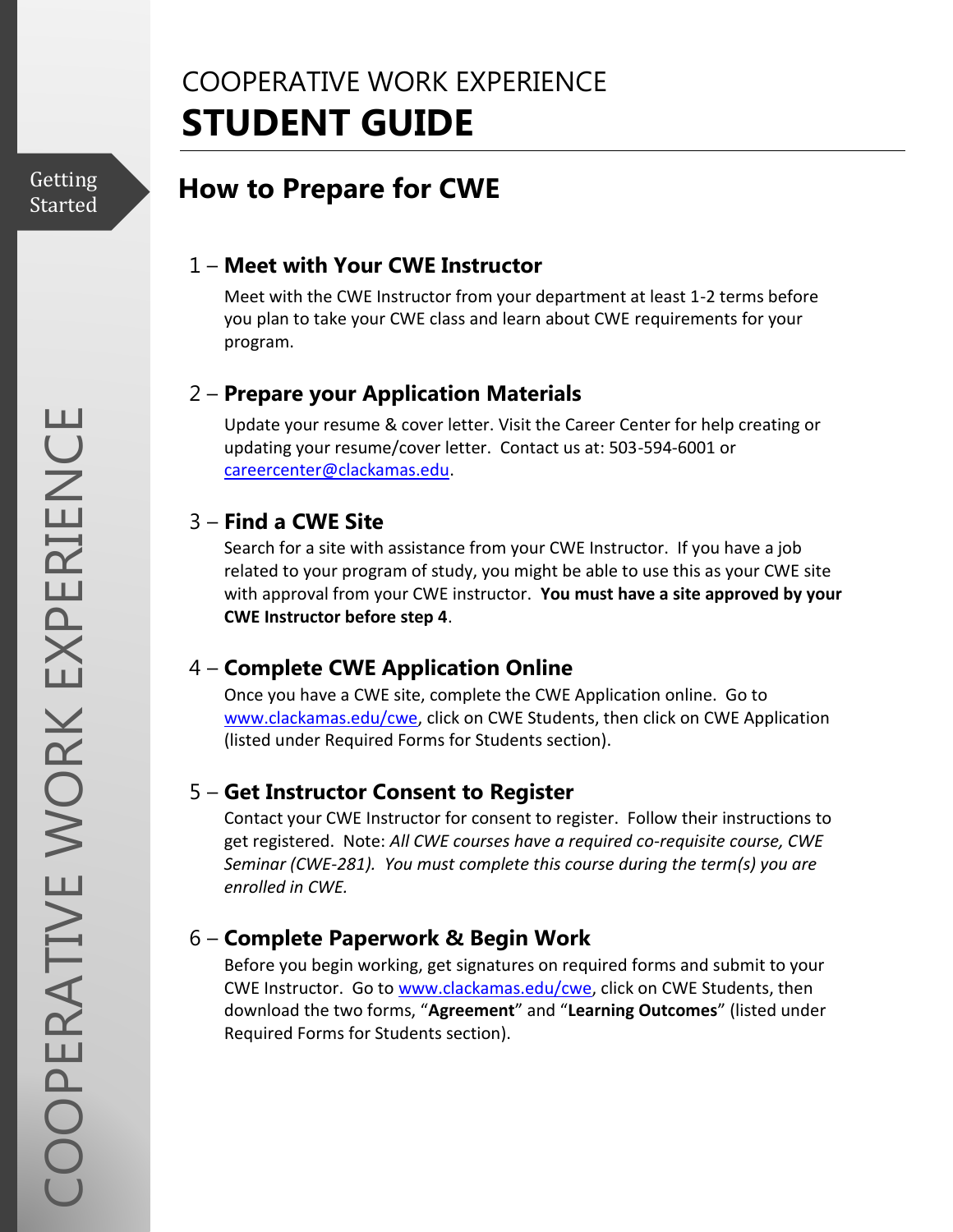# COOPERATIVE WORK EXPERIENCE
# STUDENT GUIDE

Getting Started

## How to Prepare for CWE

### 1 – Meet with Your CWE Instructor

Meet with the CWE Instructor from your department at least 1-2 terms before you plan to take your CWE class and learn about CWE requirements for your program.

### 2 – Prepare your Application Materials

Update your resume & cover letter. Visit the Career Center for help creating or updating your resume/cover letter. Contact us at: 503-594-6001 or careercenter@clackamas.edu.

### 3 – Find a CWE Site

Search for a site with assistance from your CWE Instructor. If you have a job related to your program of study, you might be able to use this as your CWE site with approval from your CWE instructor. **You must have a site approved by your CWE Instructor before step 4**.

### 4 – Complete CWE Application Online

Once you have a CWE site, complete the CWE Application online. Go to www.clackamas.edu/cwe, click on CWE Students, then click on CWE Application (listed under Required Forms for Students section).

### 5 – Get Instructor Consent to Register

Contact your CWE Instructor for consent to register. Follow their instructions to get registered. Note: *All CWE courses have a required co-requisite course, CWE Seminar (CWE-281). You must complete this course during the term(s) you are enrolled in CWE.*

### 6 – Complete Paperwork & Begin Work

Before you begin working, get signatures on required forms and submit to your CWE Instructor. Go to www.clackamas.edu/cwe, click on CWE Students, then download the two forms, "**Agreement**" and "**Learning Outcomes**" (listed under Required Forms for Students section).

COOPERATIVE WORK EXPERIENCE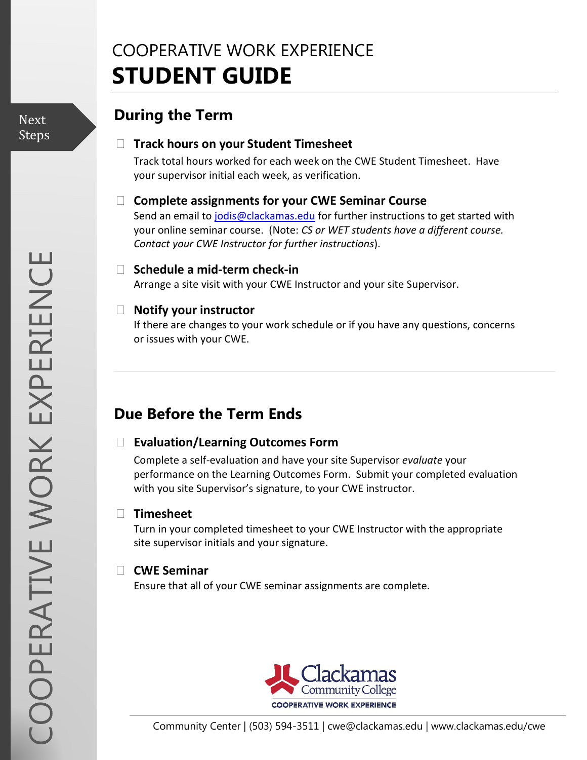# COOPERATIVE WORK EXPERIENCE
# STUDENT GUIDE

Next Steps

## During the Term

- ☐ **Track hours on your Student Timesheet**

  Track total hours worked for each week on the CWE Student Timesheet. Have your supervisor initial each week, as verification.

- ☐ **Complete assignments for your CWE Seminar Course**

  Send an email to jodis@clackamas.edu for further instructions to get started with your online seminar course. (Note: *CS or WET students have a different course. Contact your CWE Instructor for further instructions*).

- ☐ **Schedule a mid-term check-in**

  Arrange a site visit with your CWE Instructor and your site Supervisor.

- ☐ **Notify your instructor**

  If there are changes to your work schedule or if you have any questions, concerns or issues with your CWE.

## Due Before the Term Ends

- ☐ **Evaluation/Learning Outcomes Form**

  Complete a self-evaluation and have your site Supervisor *evaluate* your performance on the Learning Outcomes Form. Submit your completed evaluation with you site Supervisor's signature, to your CWE instructor.

- ☐ **Timesheet**

  Turn in your completed timesheet to your CWE Instructor with the appropriate site supervisor initials and your signature.

- ☐ **CWE Seminar**

  Ensure that all of your CWE seminar assignments are complete.

Clackamas Community College
COOPERATIVE WORK EXPERIENCE

Community Center | (503) 594-3511 | cwe@clackamas.edu | www.clackamas.edu/cwe